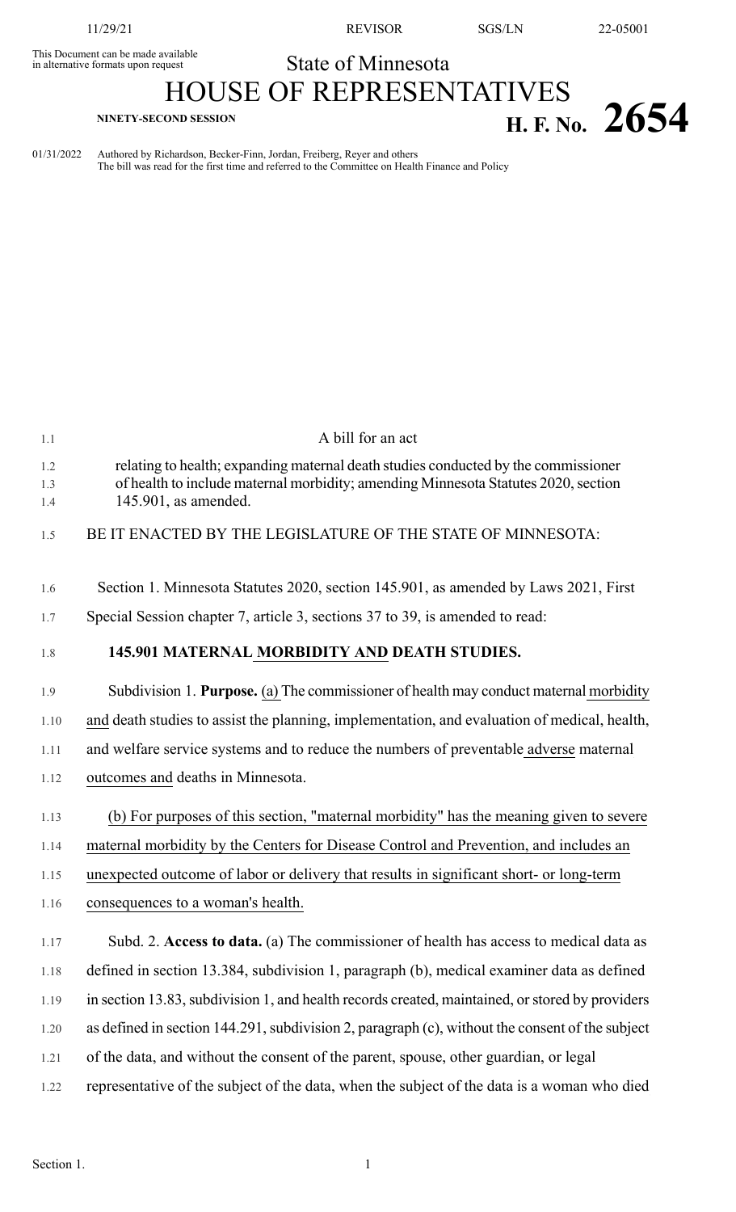This Document can be made available in alternative formats upon request

State of Minnesota

# HOUSE OF REPRESENTATIVES

NINETY-SECOND SESSION

**H. F. No. 2654**

01/31/2022 Authored by Richardson, Becker-Finn, Jordan, Freiberg, Reyer and others
The bill was read for the first time and referred to the Committee on Health Finance and Policy

A bill for an act

relating to health; expanding maternal death studies conducted by the commissioner of health to include maternal morbidity; amending Minnesota Statutes 2020, section 145.901, as amended.

BE IT ENACTED BY THE LEGISLATURE OF THE STATE OF MINNESOTA:

Section 1. Minnesota Statutes 2020, section 145.901, as amended by Laws 2021, First Special Session chapter 7, article 3, sections 37 to 39, is amended to read:

**145.901 MATERNAL MORBIDITY AND DEATH STUDIES.**

Subdivision 1. **Purpose.** (a) The commissioner of health may conduct maternal morbidity and death studies to assist the planning, implementation, and evaluation of medical, health, and welfare service systems and to reduce the numbers of preventable adverse maternal outcomes and deaths in Minnesota.

(b) For purposes of this section, "maternal morbidity" has the meaning given to severe maternal morbidity by the Centers for Disease Control and Prevention, and includes an unexpected outcome of labor or delivery that results in significant short- or long-term consequences to a woman's health.

Subd. 2. **Access to data.** (a) The commissioner of health has access to medical data as defined in section 13.384, subdivision 1, paragraph (b), medical examiner data as defined in section 13.83, subdivision 1, and health records created, maintained, or stored by providers as defined in section 144.291, subdivision 2, paragraph (c), without the consent of the subject of the data, and without the consent of the parent, spouse, other guardian, or legal representative of the subject of the data, when the subject of the data is a woman who died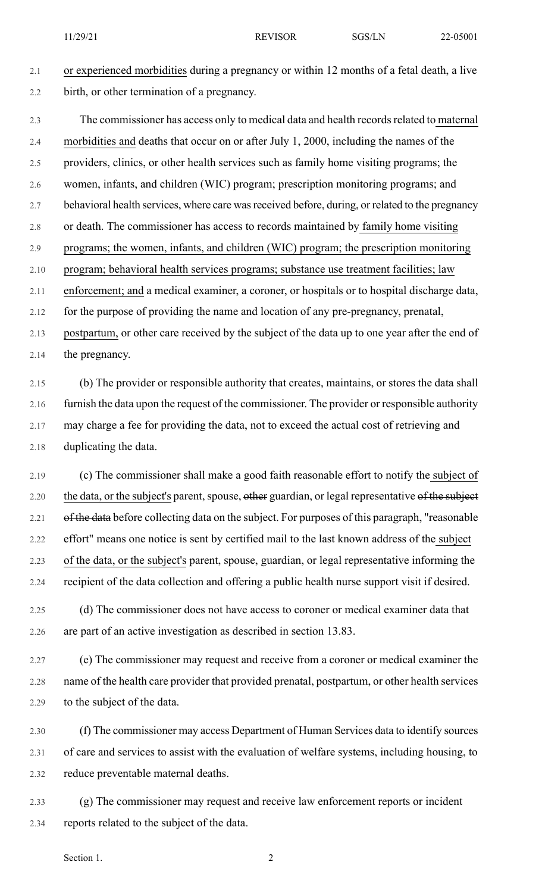or experienced morbidities during a pregnancy or within 12 months of a fetal death, a live birth, or other termination of a pregnancy.

The commissioner has access only to medical data and health records related to maternal morbidities and deaths that occur on or after July 1, 2000, including the names of the providers, clinics, or other health services such as family home visiting programs; the women, infants, and children (WIC) program; prescription monitoring programs; and behavioral health services, where care was received before, during, or related to the pregnancy or death. The commissioner has access to records maintained by family home visiting programs; the women, infants, and children (WIC) program; the prescription monitoring program; behavioral health services programs; substance use treatment facilities; law enforcement; and a medical examiner, a coroner, or hospitals or to hospital discharge data, for the purpose of providing the name and location of any pre-pregnancy, prenatal, postpartum, or other care received by the subject of the data up to one year after the end of the pregnancy.

(b) The provider or responsible authority that creates, maintains, or stores the data shall furnish the data upon the request of the commissioner. The provider or responsible authority may charge a fee for providing the data, not to exceed the actual cost of retrieving and duplicating the data.

(c) The commissioner shall make a good faith reasonable effort to notify the subject of the data, or the subject's parent, spouse, ~~other~~ guardian, or legal representative ~~of the subject of the data~~ before collecting data on the subject. For purposes of this paragraph, "reasonable effort" means one notice is sent by certified mail to the last known address of the subject of the data, or the subject's parent, spouse, guardian, or legal representative informing the recipient of the data collection and offering a public health nurse support visit if desired.

(d) The commissioner does not have access to coroner or medical examiner data that are part of an active investigation as described in section 13.83.

(e) The commissioner may request and receive from a coroner or medical examiner the name of the health care provider that provided prenatal, postpartum, or other health services to the subject of the data.

(f) The commissioner may access Department of Human Services data to identify sources of care and services to assist with the evaluation of welfare systems, including housing, to reduce preventable maternal deaths.

(g) The commissioner may request and receive law enforcement reports or incident reports related to the subject of the data.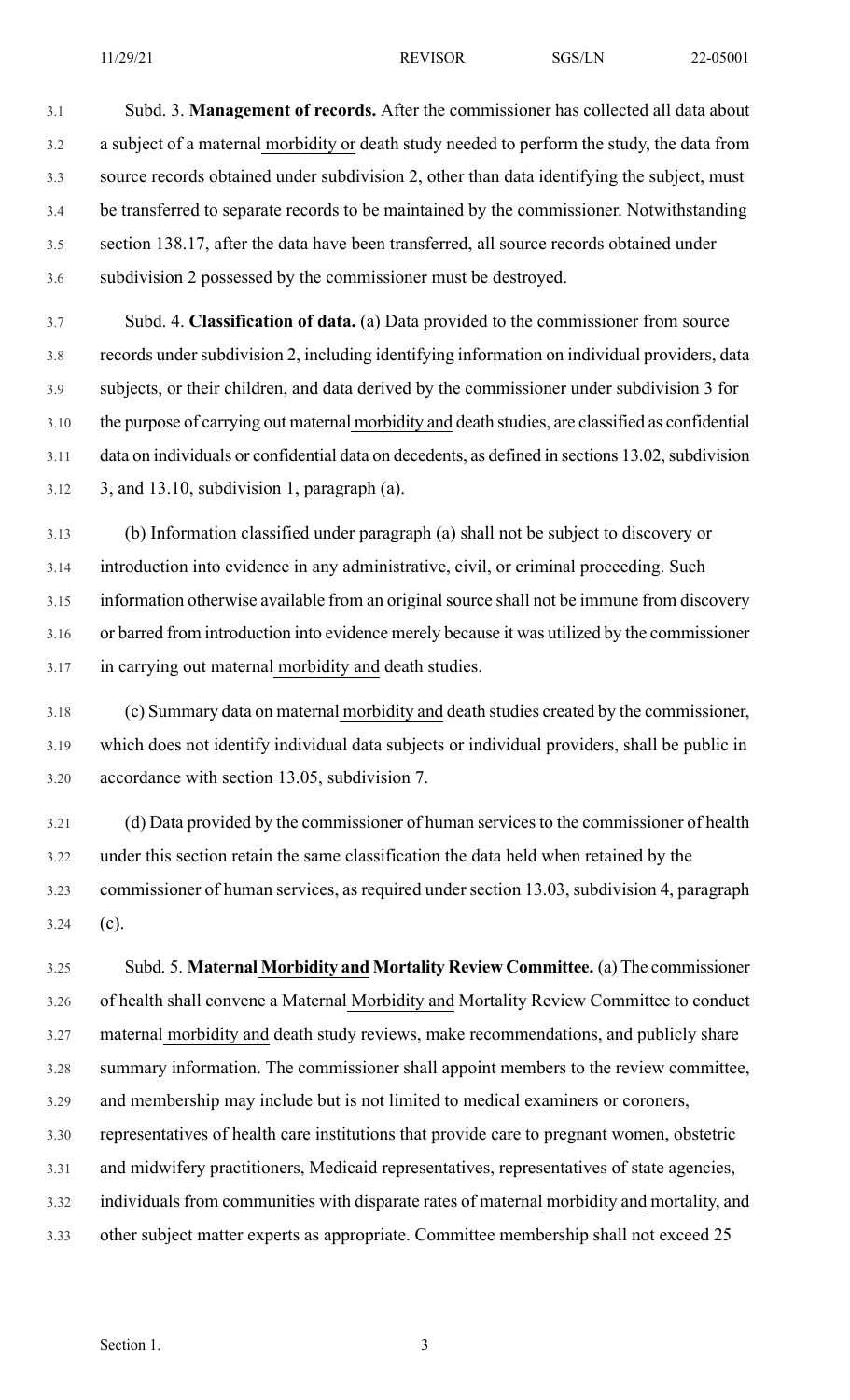Subd. 3. **Management of records.** After the commissioner has collected all data about a subject of a maternal morbidity or death study needed to perform the study, the data from source records obtained under subdivision 2, other than data identifying the subject, must be transferred to separate records to be maintained by the commissioner. Notwithstanding section 138.17, after the data have been transferred, all source records obtained under subdivision 2 possessed by the commissioner must be destroyed.

Subd. 4. **Classification of data.** (a) Data provided to the commissioner from source records under subdivision 2, including identifying information on individual providers, data subjects, or their children, and data derived by the commissioner under subdivision 3 for the purpose of carrying out maternal morbidity and death studies, are classified as confidential data on individuals or confidential data on decedents, as defined in sections 13.02, subdivision 3, and 13.10, subdivision 1, paragraph (a).

(b) Information classified under paragraph (a) shall not be subject to discovery or introduction into evidence in any administrative, civil, or criminal proceeding. Such information otherwise available from an original source shall not be immune from discovery or barred from introduction into evidence merely because it was utilized by the commissioner in carrying out maternal morbidity and death studies.

(c) Summary data on maternal morbidity and death studies created by the commissioner, which does not identify individual data subjects or individual providers, shall be public in accordance with section 13.05, subdivision 7.

(d) Data provided by the commissioner of human services to the commissioner of health under this section retain the same classification the data held when retained by the commissioner of human services, as required under section 13.03, subdivision 4, paragraph (c).

Subd. 5. **Maternal Morbidity and Mortality Review Committee.** (a) The commissioner of health shall convene a Maternal Morbidity and Mortality Review Committee to conduct maternal morbidity and death study reviews, make recommendations, and publicly share summary information. The commissioner shall appoint members to the review committee, and membership may include but is not limited to medical examiners or coroners, representatives of health care institutions that provide care to pregnant women, obstetric and midwifery practitioners, Medicaid representatives, representatives of state agencies, individuals from communities with disparate rates of maternal morbidity and mortality, and other subject matter experts as appropriate. Committee membership shall not exceed 25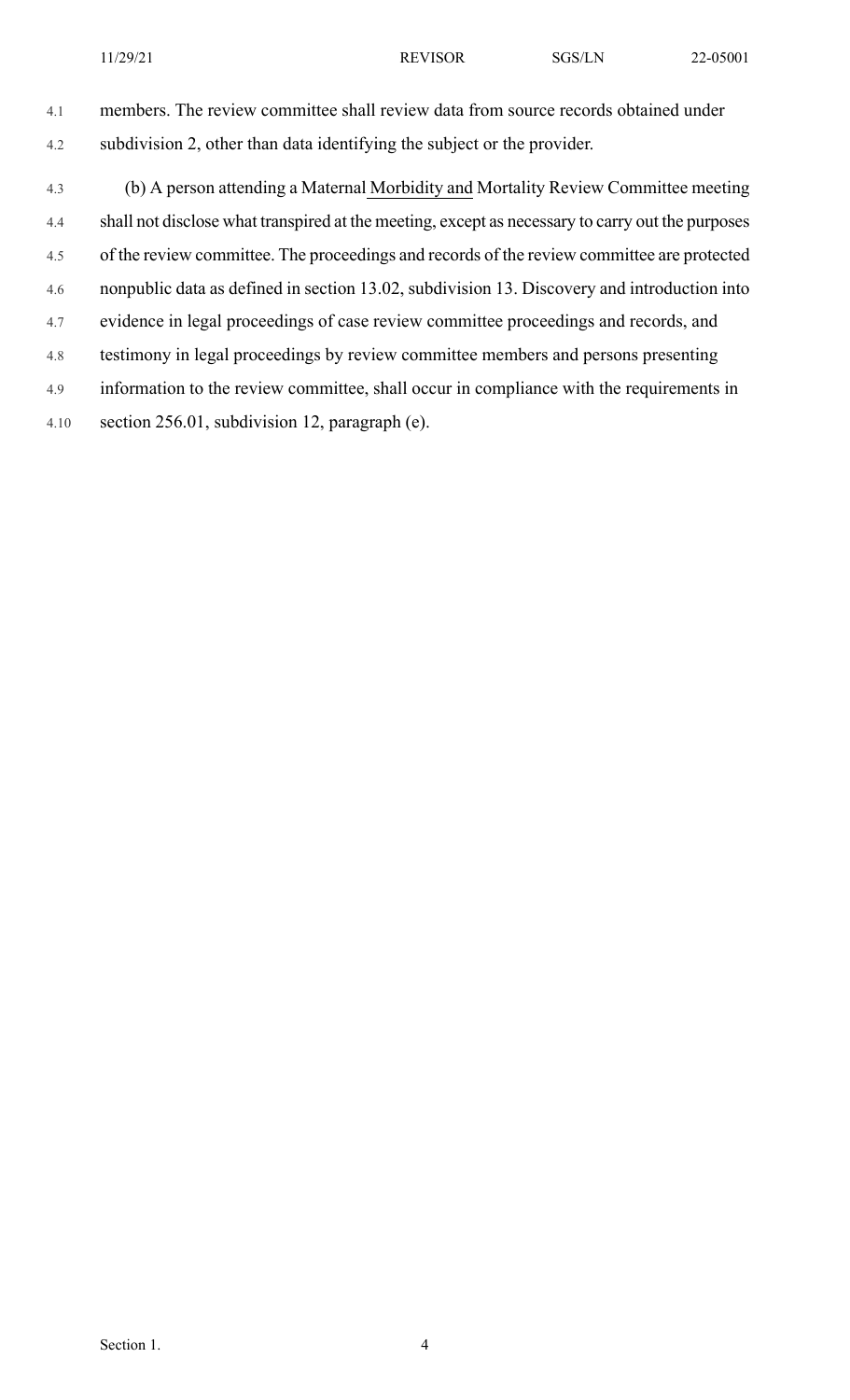members. The review committee shall review data from source records obtained under subdivision 2, other than data identifying the subject or the provider.

(b) A person attending a Maternal Morbidity and Mortality Review Committee meeting shall not disclose what transpired at the meeting, except as necessary to carry out the purposes of the review committee. The proceedings and records of the review committee are protected nonpublic data as defined in section 13.02, subdivision 13. Discovery and introduction into evidence in legal proceedings of case review committee proceedings and records, and testimony in legal proceedings by review committee members and persons presenting information to the review committee, shall occur in compliance with the requirements in section 256.01, subdivision 12, paragraph (e).